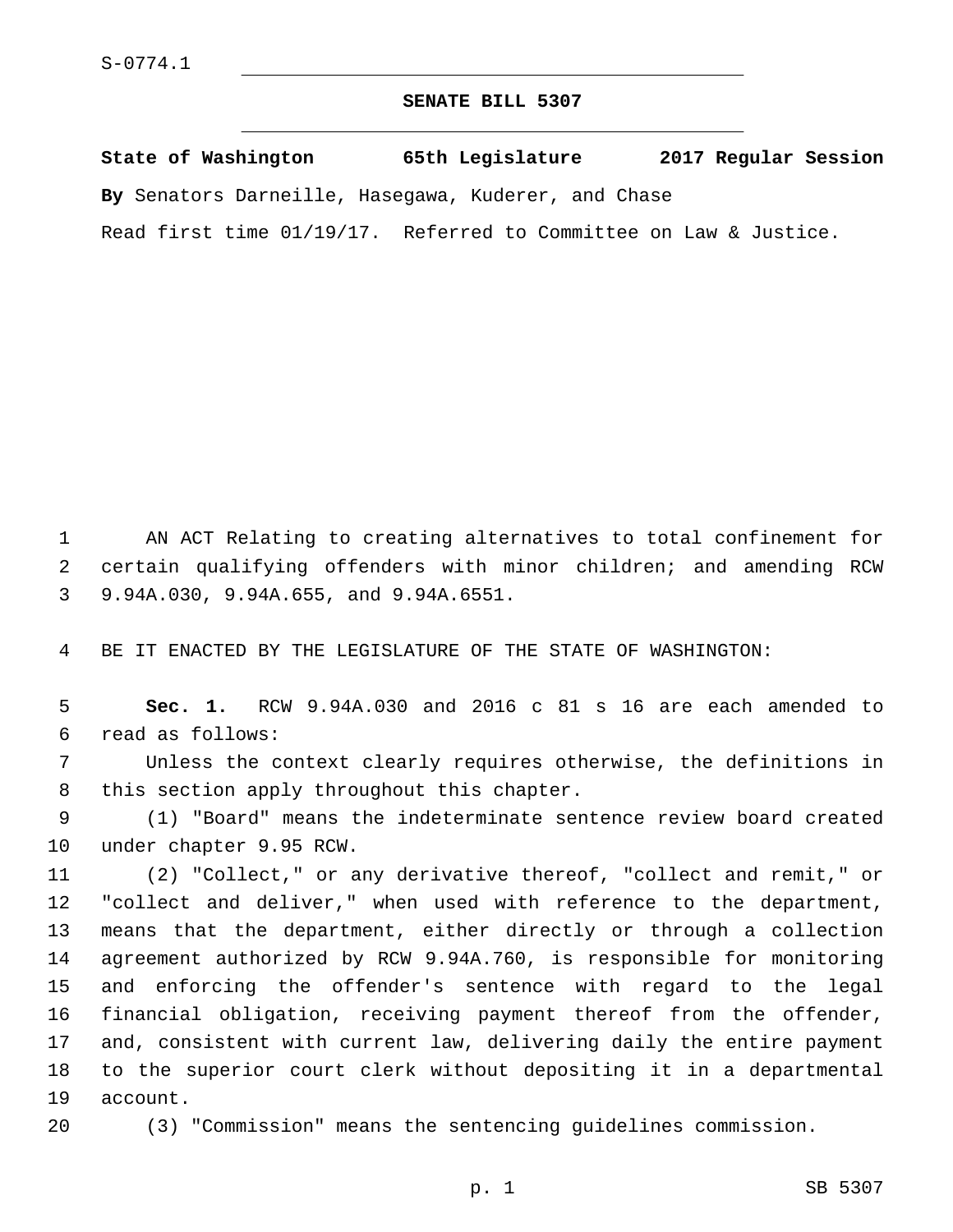S-0774.1

# SENATE BILL 5307

**State of Washington 65th Legislature 2017 Regular Session**

**By** Senators Darneille, Hasegawa, Kuderer, and Chase

Read first time 01/19/17. Referred to Committee on Law & Justice.

AN ACT Relating to creating alternatives to total confinement for certain qualifying offenders with minor children; and amending RCW 9.94A.030, 9.94A.655, and 9.94A.6551.

BE IT ENACTED BY THE LEGISLATURE OF THE STATE OF WASHINGTON:

**Sec. 1.** RCW 9.94A.030 and 2016 c 81 s 16 are each amended to read as follows:

Unless the context clearly requires otherwise, the definitions in this section apply throughout this chapter.

(1) "Board" means the indeterminate sentence review board created under chapter 9.95 RCW.

(2) "Collect," or any derivative thereof, "collect and remit," or "collect and deliver," when used with reference to the department, means that the department, either directly or through a collection agreement authorized by RCW 9.94A.760, is responsible for monitoring and enforcing the offender's sentence with regard to the legal financial obligation, receiving payment thereof from the offender, and, consistent with current law, delivering daily the entire payment to the superior court clerk without depositing it in a departmental account.

(3) "Commission" means the sentencing guidelines commission.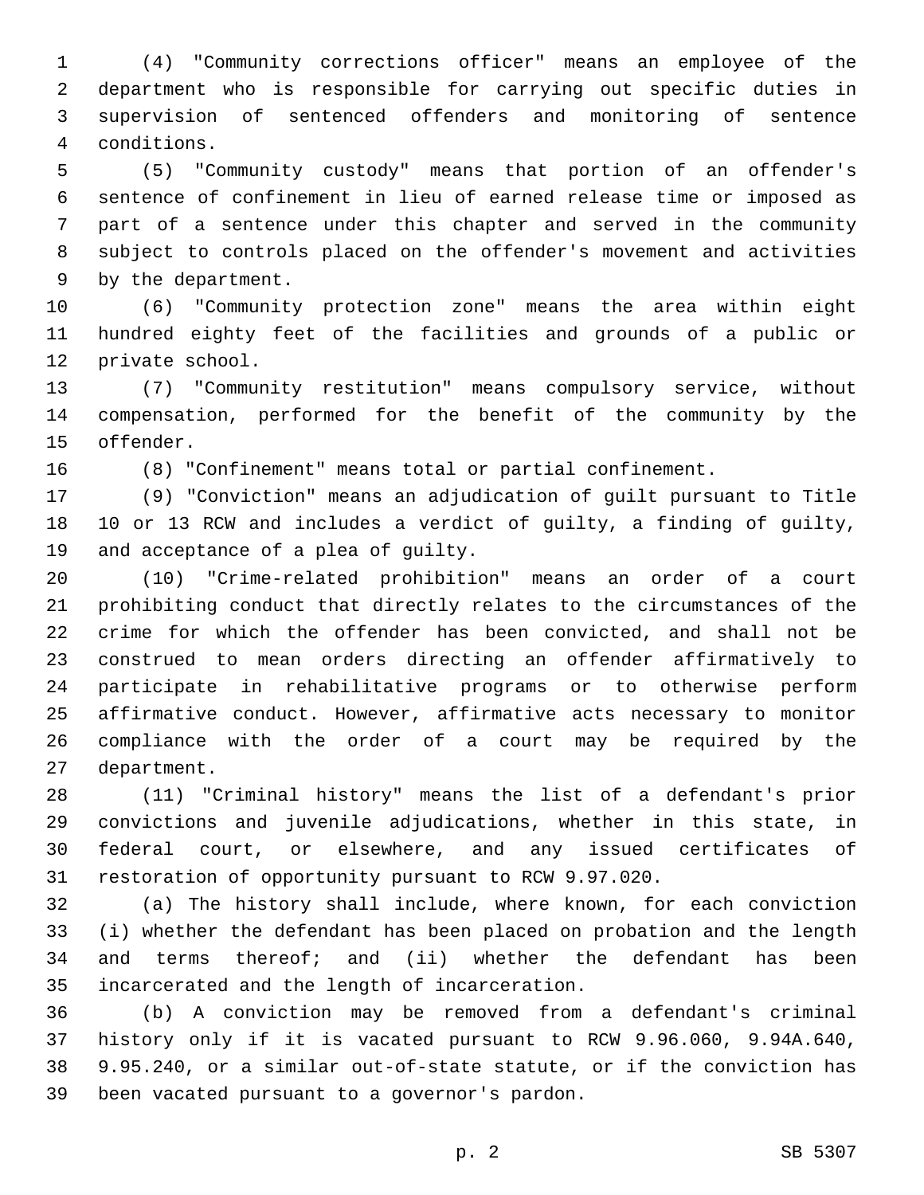(4) "Community corrections officer" means an employee of the department who is responsible for carrying out specific duties in supervision of sentenced offenders and monitoring of sentence conditions.

(5) "Community custody" means that portion of an offender's sentence of confinement in lieu of earned release time or imposed as part of a sentence under this chapter and served in the community subject to controls placed on the offender's movement and activities by the department.

(6) "Community protection zone" means the area within eight hundred eighty feet of the facilities and grounds of a public or private school.

(7) "Community restitution" means compulsory service, without compensation, performed for the benefit of the community by the offender.

(8) "Confinement" means total or partial confinement.

(9) "Conviction" means an adjudication of guilt pursuant to Title 10 or 13 RCW and includes a verdict of guilty, a finding of guilty, and acceptance of a plea of guilty.

(10) "Crime-related prohibition" means an order of a court prohibiting conduct that directly relates to the circumstances of the crime for which the offender has been convicted, and shall not be construed to mean orders directing an offender affirmatively to participate in rehabilitative programs or to otherwise perform affirmative conduct. However, affirmative acts necessary to monitor compliance with the order of a court may be required by the department.

(11) "Criminal history" means the list of a defendant's prior convictions and juvenile adjudications, whether in this state, in federal court, or elsewhere, and any issued certificates of restoration of opportunity pursuant to RCW 9.97.020.

(a) The history shall include, where known, for each conviction (i) whether the defendant has been placed on probation and the length and terms thereof; and (ii) whether the defendant has been incarcerated and the length of incarceration.

(b) A conviction may be removed from a defendant's criminal history only if it is vacated pursuant to RCW 9.96.060, 9.94A.640, 9.95.240, or a similar out-of-state statute, or if the conviction has been vacated pursuant to a governor's pardon.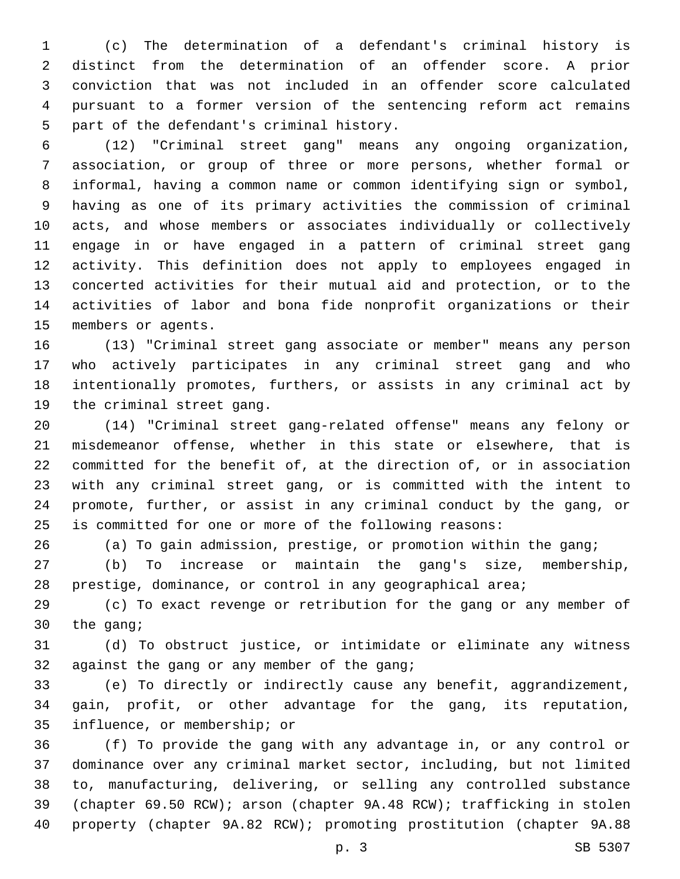(c) The determination of a defendant's criminal history is distinct from the determination of an offender score. A prior conviction that was not included in an offender score calculated pursuant to a former version of the sentencing reform act remains part of the defendant's criminal history.

(12) "Criminal street gang" means any ongoing organization, association, or group of three or more persons, whether formal or informal, having a common name or common identifying sign or symbol, having as one of its primary activities the commission of criminal acts, and whose members or associates individually or collectively engage in or have engaged in a pattern of criminal street gang activity. This definition does not apply to employees engaged in concerted activities for their mutual aid and protection, or to the activities of labor and bona fide nonprofit organizations or their members or agents.

(13) "Criminal street gang associate or member" means any person who actively participates in any criminal street gang and who intentionally promotes, furthers, or assists in any criminal act by the criminal street gang.

(14) "Criminal street gang-related offense" means any felony or misdemeanor offense, whether in this state or elsewhere, that is committed for the benefit of, at the direction of, or in association with any criminal street gang, or is committed with the intent to promote, further, or assist in any criminal conduct by the gang, or is committed for one or more of the following reasons:

(a) To gain admission, prestige, or promotion within the gang;

(b) To increase or maintain the gang's size, membership, prestige, dominance, or control in any geographical area;

(c) To exact revenge or retribution for the gang or any member of the gang;

(d) To obstruct justice, or intimidate or eliminate any witness against the gang or any member of the gang;

(e) To directly or indirectly cause any benefit, aggrandizement, gain, profit, or other advantage for the gang, its reputation, influence, or membership; or

(f) To provide the gang with any advantage in, or any control or dominance over any criminal market sector, including, but not limited to, manufacturing, delivering, or selling any controlled substance (chapter 69.50 RCW); arson (chapter 9A.48 RCW); trafficking in stolen property (chapter 9A.82 RCW); promoting prostitution (chapter 9A.88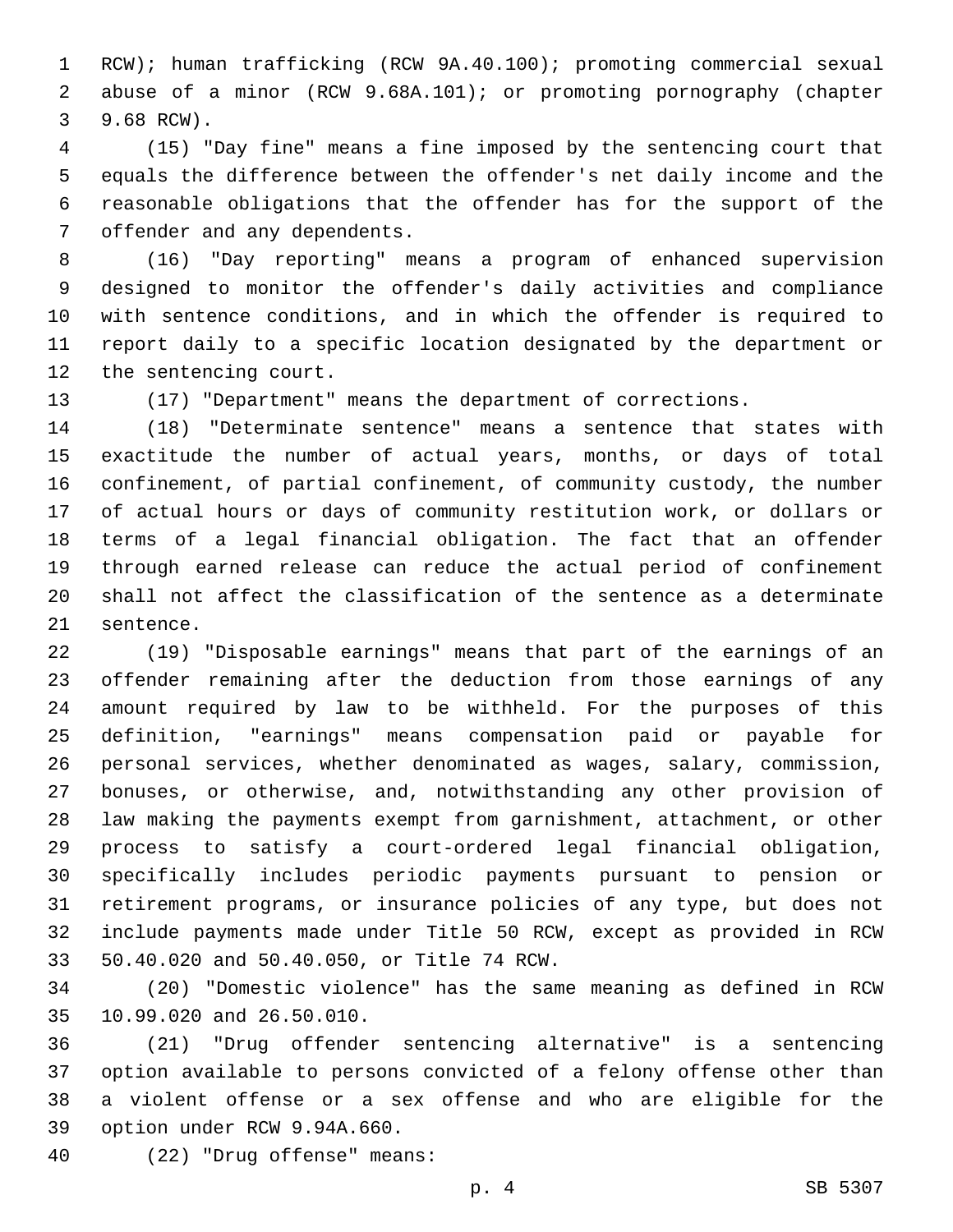RCW); human trafficking (RCW 9A.40.100); promoting commercial sexual abuse of a minor (RCW 9.68A.101); or promoting pornography (chapter 9.68 RCW).

(15) "Day fine" means a fine imposed by the sentencing court that equals the difference between the offender's net daily income and the reasonable obligations that the offender has for the support of the offender and any dependents.

(16) "Day reporting" means a program of enhanced supervision designed to monitor the offender's daily activities and compliance with sentence conditions, and in which the offender is required to report daily to a specific location designated by the department or the sentencing court.

(17) "Department" means the department of corrections.

(18) "Determinate sentence" means a sentence that states with exactitude the number of actual years, months, or days of total confinement, of partial confinement, of community custody, the number of actual hours or days of community restitution work, or dollars or terms of a legal financial obligation. The fact that an offender through earned release can reduce the actual period of confinement shall not affect the classification of the sentence as a determinate sentence.

(19) "Disposable earnings" means that part of the earnings of an offender remaining after the deduction from those earnings of any amount required by law to be withheld. For the purposes of this definition, "earnings" means compensation paid or payable for personal services, whether denominated as wages, salary, commission, bonuses, or otherwise, and, notwithstanding any other provision of law making the payments exempt from garnishment, attachment, or other process to satisfy a court-ordered legal financial obligation, specifically includes periodic payments pursuant to pension or retirement programs, or insurance policies of any type, but does not include payments made under Title 50 RCW, except as provided in RCW 50.40.020 and 50.40.050, or Title 74 RCW.

(20) "Domestic violence" has the same meaning as defined in RCW 10.99.020 and 26.50.010.

(21) "Drug offender sentencing alternative" is a sentencing option available to persons convicted of a felony offense other than a violent offense or a sex offense and who are eligible for the option under RCW 9.94A.660.

(22) "Drug offense" means: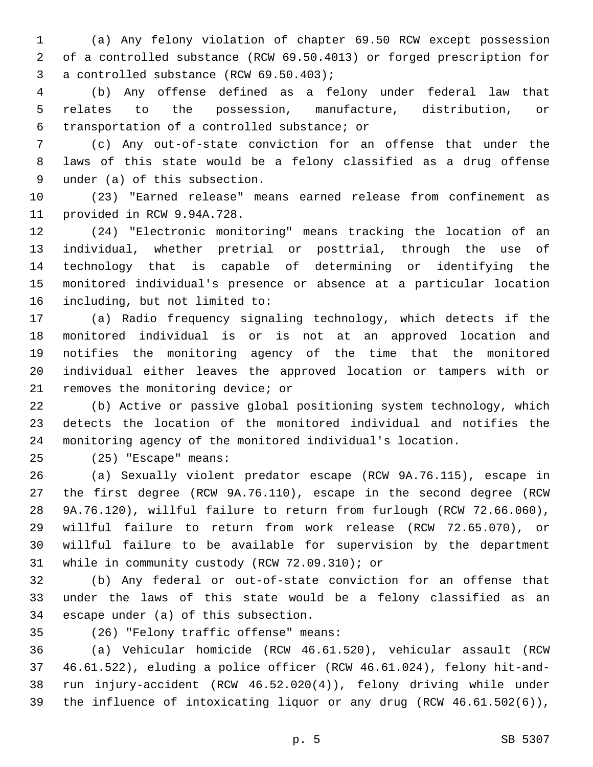(a) Any felony violation of chapter 69.50 RCW except possession of a controlled substance (RCW 69.50.4013) or forged prescription for a controlled substance (RCW 69.50.403);

(b) Any offense defined as a felony under federal law that relates to the possession, manufacture, distribution, or transportation of a controlled substance; or

(c) Any out-of-state conviction for an offense that under the laws of this state would be a felony classified as a drug offense under (a) of this subsection.

(23) "Earned release" means earned release from confinement as provided in RCW 9.94A.728.

(24) "Electronic monitoring" means tracking the location of an individual, whether pretrial or posttrial, through the use of technology that is capable of determining or identifying the monitored individual's presence or absence at a particular location including, but not limited to:

(a) Radio frequency signaling technology, which detects if the monitored individual is or is not at an approved location and notifies the monitoring agency of the time that the monitored individual either leaves the approved location or tampers with or removes the monitoring device; or

(b) Active or passive global positioning system technology, which detects the location of the monitored individual and notifies the monitoring agency of the monitored individual's location.

(25) "Escape" means:

(a) Sexually violent predator escape (RCW 9A.76.115), escape in the first degree (RCW 9A.76.110), escape in the second degree (RCW 9A.76.120), willful failure to return from furlough (RCW 72.66.060), willful failure to return from work release (RCW 72.65.070), or willful failure to be available for supervision by the department while in community custody (RCW 72.09.310); or

(b) Any federal or out-of-state conviction for an offense that under the laws of this state would be a felony classified as an escape under (a) of this subsection.

(26) "Felony traffic offense" means:

(a) Vehicular homicide (RCW 46.61.520), vehicular assault (RCW 46.61.522), eluding a police officer (RCW 46.61.024), felony hit-and-run injury-accident (RCW 46.52.020(4)), felony driving while under the influence of intoxicating liquor or any drug (RCW 46.61.502(6)),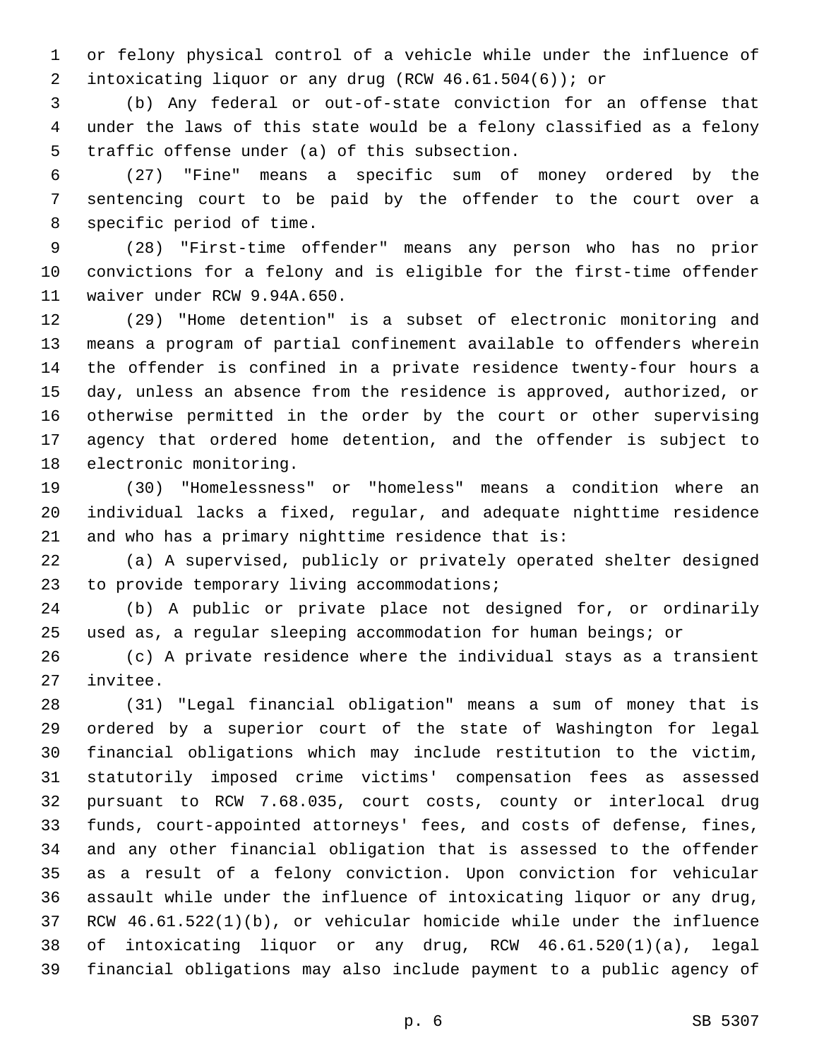or felony physical control of a vehicle while under the influence of intoxicating liquor or any drug (RCW 46.61.504(6)); or

(b) Any federal or out-of-state conviction for an offense that under the laws of this state would be a felony classified as a felony traffic offense under (a) of this subsection.

(27) "Fine" means a specific sum of money ordered by the sentencing court to be paid by the offender to the court over a specific period of time.

(28) "First-time offender" means any person who has no prior convictions for a felony and is eligible for the first-time offender waiver under RCW 9.94A.650.

(29) "Home detention" is a subset of electronic monitoring and means a program of partial confinement available to offenders wherein the offender is confined in a private residence twenty-four hours a day, unless an absence from the residence is approved, authorized, or otherwise permitted in the order by the court or other supervising agency that ordered home detention, and the offender is subject to electronic monitoring.

(30) "Homelessness" or "homeless" means a condition where an individual lacks a fixed, regular, and adequate nighttime residence and who has a primary nighttime residence that is:

(a) A supervised, publicly or privately operated shelter designed to provide temporary living accommodations;

(b) A public or private place not designed for, or ordinarily used as, a regular sleeping accommodation for human beings; or

(c) A private residence where the individual stays as a transient invitee.

(31) "Legal financial obligation" means a sum of money that is ordered by a superior court of the state of Washington for legal financial obligations which may include restitution to the victim, statutorily imposed crime victims' compensation fees as assessed pursuant to RCW 7.68.035, court costs, county or interlocal drug funds, court-appointed attorneys' fees, and costs of defense, fines, and any other financial obligation that is assessed to the offender as a result of a felony conviction. Upon conviction for vehicular assault while under the influence of intoxicating liquor or any drug, RCW 46.61.522(1)(b), or vehicular homicide while under the influence of intoxicating liquor or any drug, RCW 46.61.520(1)(a), legal financial obligations may also include payment to a public agency of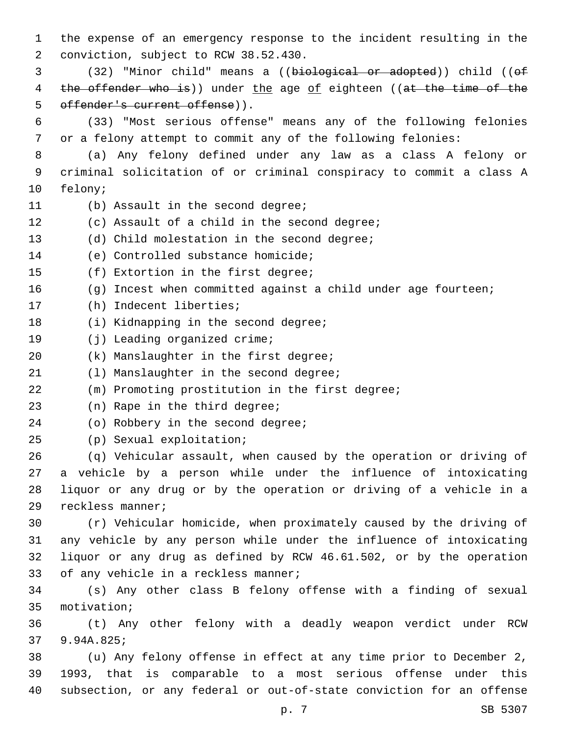the expense of an emergency response to the incident resulting in the conviction, subject to RCW 38.52.430.

(32) "Minor child" means a ((~~biological or adopted~~)) child ((~~of the offender who is~~)) under the age of eighteen ((~~at the time of the offender's current offense~~)).

(33) "Most serious offense" means any of the following felonies or a felony attempt to commit any of the following felonies:

(a) Any felony defined under any law as a class A felony or criminal solicitation of or criminal conspiracy to commit a class A felony;

(b) Assault in the second degree;

(c) Assault of a child in the second degree;

(d) Child molestation in the second degree;

(e) Controlled substance homicide;

(f) Extortion in the first degree;

(g) Incest when committed against a child under age fourteen;

(h) Indecent liberties;

(i) Kidnapping in the second degree;

(j) Leading organized crime;

(k) Manslaughter in the first degree;

(l) Manslaughter in the second degree;

(m) Promoting prostitution in the first degree;

(n) Rape in the third degree;

(o) Robbery in the second degree;

(p) Sexual exploitation;

(q) Vehicular assault, when caused by the operation or driving of a vehicle by a person while under the influence of intoxicating liquor or any drug or by the operation or driving of a vehicle in a reckless manner;

(r) Vehicular homicide, when proximately caused by the driving of any vehicle by any person while under the influence of intoxicating liquor or any drug as defined by RCW 46.61.502, or by the operation of any vehicle in a reckless manner;

(s) Any other class B felony offense with a finding of sexual motivation;

(t) Any other felony with a deadly weapon verdict under RCW 9.94A.825;

(u) Any felony offense in effect at any time prior to December 2, 1993, that is comparable to a most serious offense under this subsection, or any federal or out-of-state conviction for an offense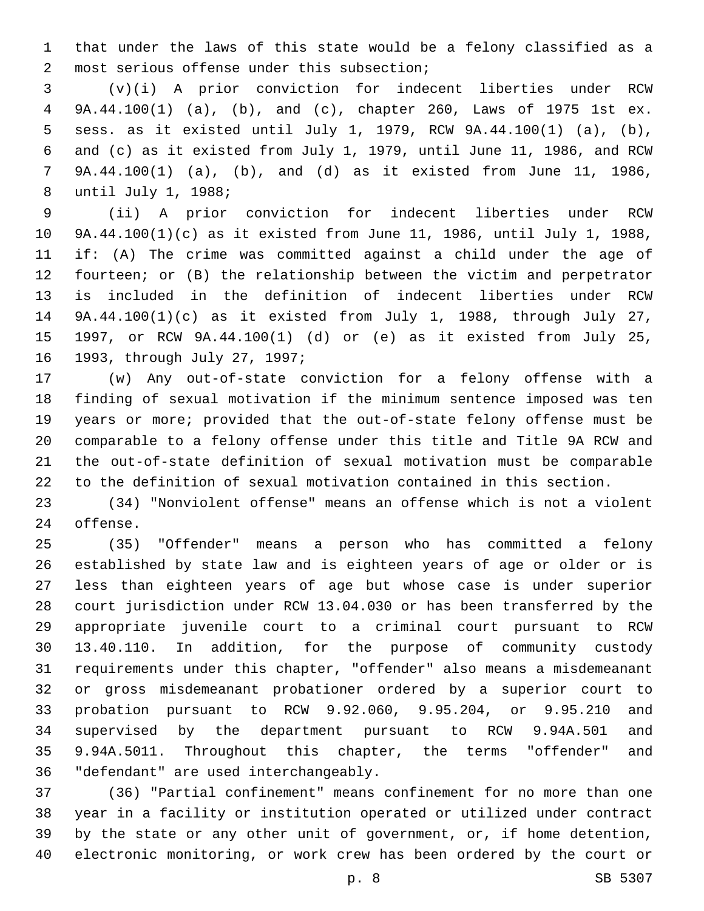that under the laws of this state would be a felony classified as a most serious offense under this subsection;

(v)(i) A prior conviction for indecent liberties under RCW 9A.44.100(1) (a), (b), and (c), chapter 260, Laws of 1975 1st ex. sess. as it existed until July 1, 1979, RCW 9A.44.100(1) (a), (b), and (c) as it existed from July 1, 1979, until June 11, 1986, and RCW 9A.44.100(1) (a), (b), and (d) as it existed from June 11, 1986, until July 1, 1988;

(ii) A prior conviction for indecent liberties under RCW 9A.44.100(1)(c) as it existed from June 11, 1986, until July 1, 1988, if: (A) The crime was committed against a child under the age of fourteen; or (B) the relationship between the victim and perpetrator is included in the definition of indecent liberties under RCW 9A.44.100(1)(c) as it existed from July 1, 1988, through July 27, 1997, or RCW 9A.44.100(1) (d) or (e) as it existed from July 25, 1993, through July 27, 1997;

(w) Any out-of-state conviction for a felony offense with a finding of sexual motivation if the minimum sentence imposed was ten years or more; provided that the out-of-state felony offense must be comparable to a felony offense under this title and Title 9A RCW and the out-of-state definition of sexual motivation must be comparable to the definition of sexual motivation contained in this section.

(34) "Nonviolent offense" means an offense which is not a violent offense.

(35) "Offender" means a person who has committed a felony established by state law and is eighteen years of age or older or is less than eighteen years of age but whose case is under superior court jurisdiction under RCW 13.04.030 or has been transferred by the appropriate juvenile court to a criminal court pursuant to RCW 13.40.110. In addition, for the purpose of community custody requirements under this chapter, "offender" also means a misdemeanant or gross misdemeanant probationer ordered by a superior court to probation pursuant to RCW 9.92.060, 9.95.204, or 9.95.210 and supervised by the department pursuant to RCW 9.94A.501 and 9.94A.5011. Throughout this chapter, the terms "offender" and "defendant" are used interchangeably.

(36) "Partial confinement" means confinement for no more than one year in a facility or institution operated or utilized under contract by the state or any other unit of government, or, if home detention, electronic monitoring, or work crew has been ordered by the court or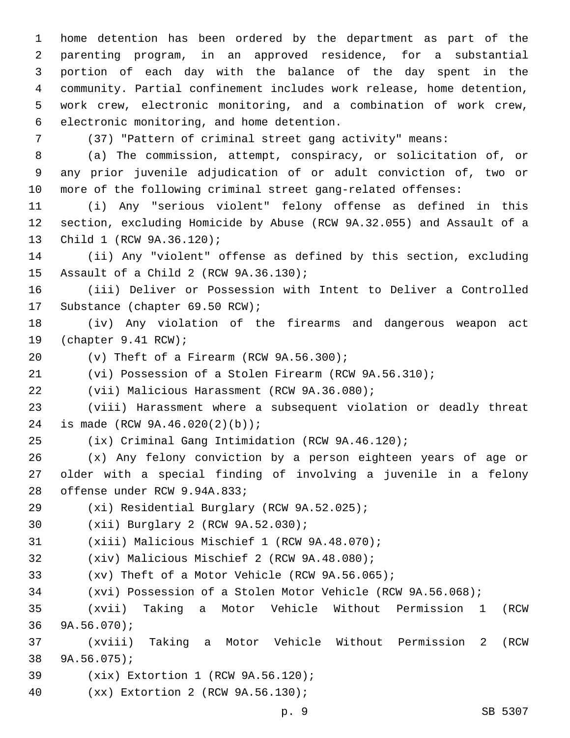home detention has been ordered by the department as part of the parenting program, in an approved residence, for a substantial portion of each day with the balance of the day spent in the community. Partial confinement includes work release, home detention, work crew, electronic monitoring, and a combination of work crew, electronic monitoring, and home detention.

(37) "Pattern of criminal street gang activity" means:

(a) The commission, attempt, conspiracy, or solicitation of, or any prior juvenile adjudication of or adult conviction of, two or more of the following criminal street gang-related offenses:

(i) Any "serious violent" felony offense as defined in this section, excluding Homicide by Abuse (RCW 9A.32.055) and Assault of a Child 1 (RCW 9A.36.120);

(ii) Any "violent" offense as defined by this section, excluding Assault of a Child 2 (RCW 9A.36.130);

(iii) Deliver or Possession with Intent to Deliver a Controlled Substance (chapter 69.50 RCW);

(iv) Any violation of the firearms and dangerous weapon act (chapter 9.41 RCW);

(v) Theft of a Firearm (RCW 9A.56.300);

(vi) Possession of a Stolen Firearm (RCW 9A.56.310);

(vii) Malicious Harassment (RCW 9A.36.080);

(viii) Harassment where a subsequent violation or deadly threat is made (RCW 9A.46.020(2)(b));

(ix) Criminal Gang Intimidation (RCW 9A.46.120);

(x) Any felony conviction by a person eighteen years of age or older with a special finding of involving a juvenile in a felony offense under RCW 9.94A.833;

(xi) Residential Burglary (RCW 9A.52.025);

(xii) Burglary 2 (RCW 9A.52.030);

(xiii) Malicious Mischief 1 (RCW 9A.48.070);

(xiv) Malicious Mischief 2 (RCW 9A.48.080);

(xv) Theft of a Motor Vehicle (RCW 9A.56.065);

(xvi) Possession of a Stolen Motor Vehicle (RCW 9A.56.068);

(xvii) Taking a Motor Vehicle Without Permission 1 (RCW 9A.56.070);

(xviii) Taking a Motor Vehicle Without Permission 2 (RCW 9A.56.075);

(xix) Extortion 1 (RCW 9A.56.120);

(xx) Extortion 2 (RCW 9A.56.130);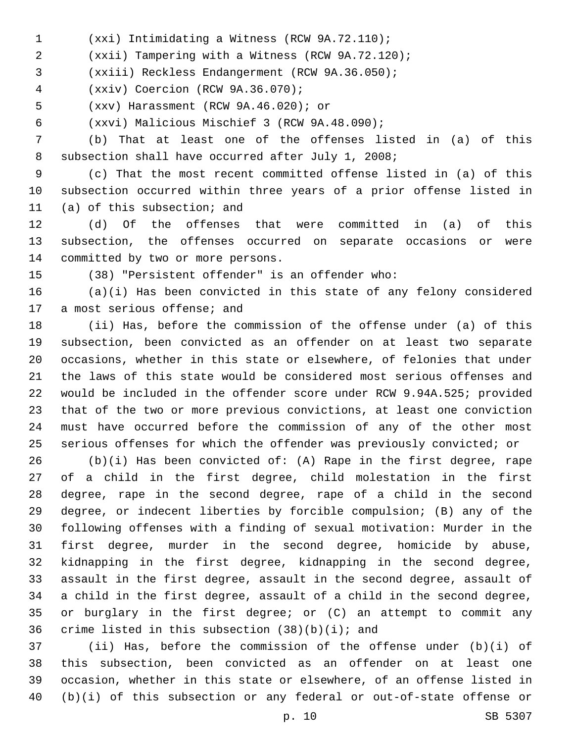(xxi) Intimidating a Witness (RCW 9A.72.110);

(xxii) Tampering with a Witness (RCW 9A.72.120);

(xxiii) Reckless Endangerment (RCW 9A.36.050);

(xxiv) Coercion (RCW 9A.36.070);

(xxv) Harassment (RCW 9A.46.020); or

(xxvi) Malicious Mischief 3 (RCW 9A.48.090);

(b) That at least one of the offenses listed in (a) of this subsection shall have occurred after July 1, 2008;

(c) That the most recent committed offense listed in (a) of this subsection occurred within three years of a prior offense listed in (a) of this subsection; and

(d) Of the offenses that were committed in (a) of this subsection, the offenses occurred on separate occasions or were committed by two or more persons.

(38) "Persistent offender" is an offender who:

(a)(i) Has been convicted in this state of any felony considered a most serious offense; and

(ii) Has, before the commission of the offense under (a) of this subsection, been convicted as an offender on at least two separate occasions, whether in this state or elsewhere, of felonies that under the laws of this state would be considered most serious offenses and would be included in the offender score under RCW 9.94A.525; provided that of the two or more previous convictions, at least one conviction must have occurred before the commission of any of the other most serious offenses for which the offender was previously convicted; or

(b)(i) Has been convicted of: (A) Rape in the first degree, rape of a child in the first degree, child molestation in the first degree, rape in the second degree, rape of a child in the second degree, or indecent liberties by forcible compulsion; (B) any of the following offenses with a finding of sexual motivation: Murder in the first degree, murder in the second degree, homicide by abuse, kidnapping in the first degree, kidnapping in the second degree, assault in the first degree, assault in the second degree, assault of a child in the first degree, assault of a child in the second degree, or burglary in the first degree; or (C) an attempt to commit any crime listed in this subsection (38)(b)(i); and

(ii) Has, before the commission of the offense under (b)(i) of this subsection, been convicted as an offender on at least one occasion, whether in this state or elsewhere, of an offense listed in (b)(i) of this subsection or any federal or out-of-state offense or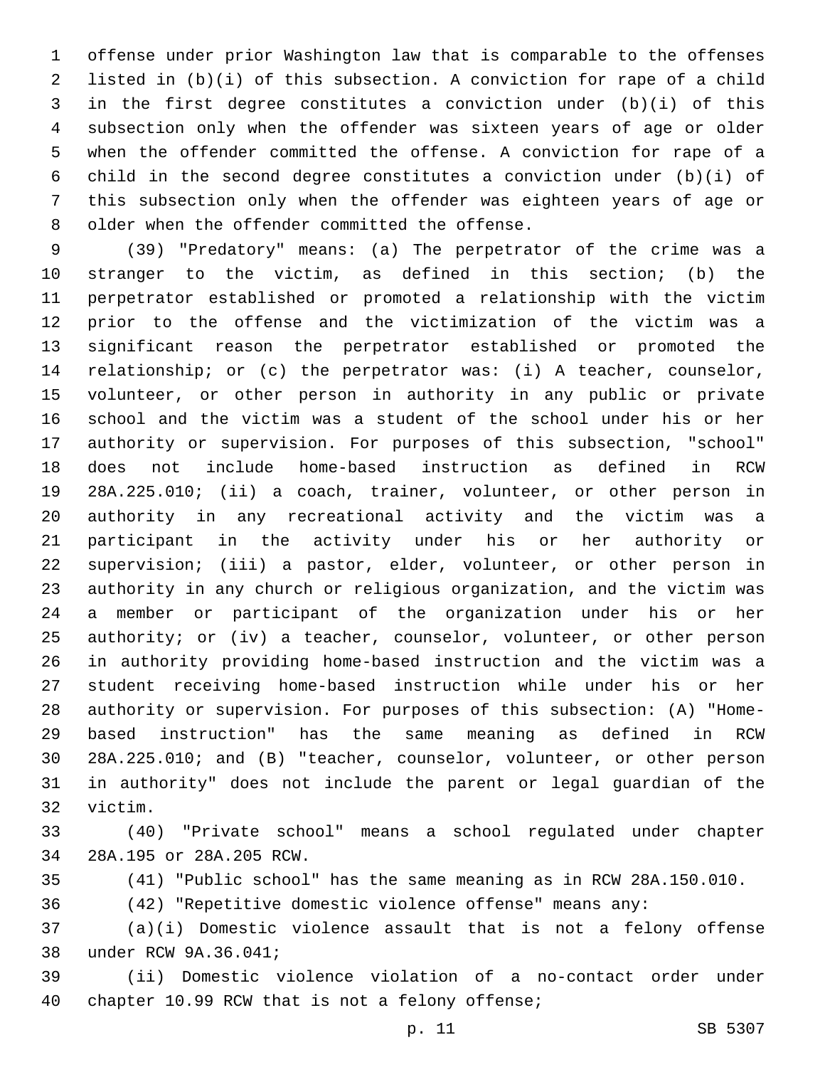offense under prior Washington law that is comparable to the offenses listed in (b)(i) of this subsection. A conviction for rape of a child in the first degree constitutes a conviction under (b)(i) of this subsection only when the offender was sixteen years of age or older when the offender committed the offense. A conviction for rape of a child in the second degree constitutes a conviction under (b)(i) of this subsection only when the offender was eighteen years of age or older when the offender committed the offense.

(39) "Predatory" means: (a) The perpetrator of the crime was a stranger to the victim, as defined in this section; (b) the perpetrator established or promoted a relationship with the victim prior to the offense and the victimization of the victim was a significant reason the perpetrator established or promoted the relationship; or (c) the perpetrator was: (i) A teacher, counselor, volunteer, or other person in authority in any public or private school and the victim was a student of the school under his or her authority or supervision. For purposes of this subsection, "school" does not include home-based instruction as defined in RCW 28A.225.010; (ii) a coach, trainer, volunteer, or other person in authority in any recreational activity and the victim was a participant in the activity under his or her authority or supervision; (iii) a pastor, elder, volunteer, or other person in authority in any church or religious organization, and the victim was a member or participant of the organization under his or her authority; or (iv) a teacher, counselor, volunteer, or other person in authority providing home-based instruction and the victim was a student receiving home-based instruction while under his or her authority or supervision. For purposes of this subsection: (A) "Home-based instruction" has the same meaning as defined in RCW 28A.225.010; and (B) "teacher, counselor, volunteer, or other person in authority" does not include the parent or legal guardian of the victim.

(40) "Private school" means a school regulated under chapter 28A.195 or 28A.205 RCW.

(41) "Public school" has the same meaning as in RCW 28A.150.010.

(42) "Repetitive domestic violence offense" means any:

(a)(i) Domestic violence assault that is not a felony offense under RCW 9A.36.041;

(ii) Domestic violence violation of a no-contact order under chapter 10.99 RCW that is not a felony offense;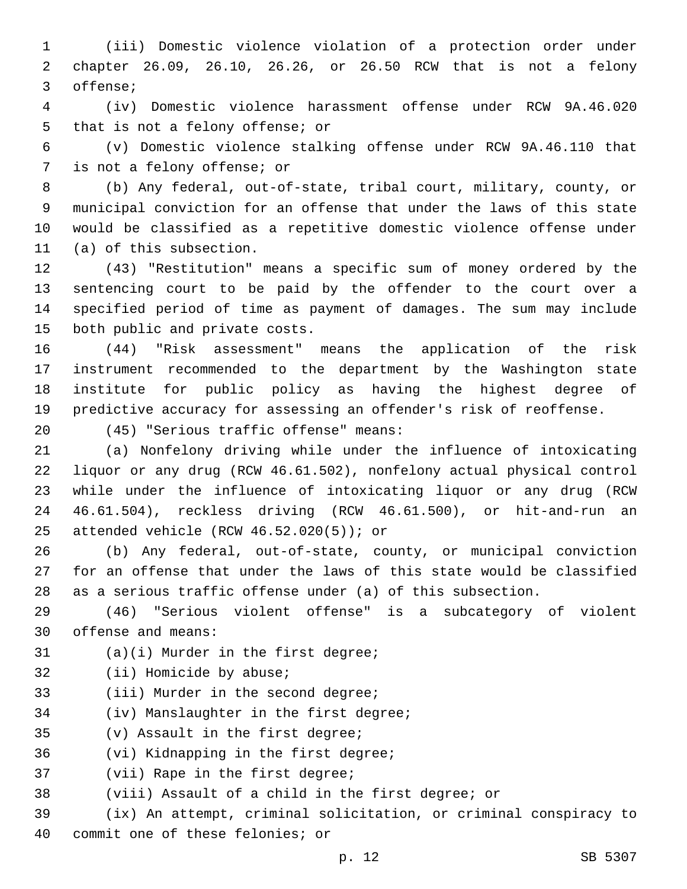(iii) Domestic violence violation of a protection order under chapter 26.09, 26.10, 26.26, or 26.50 RCW that is not a felony offense;

(iv) Domestic violence harassment offense under RCW 9A.46.020 that is not a felony offense; or

(v) Domestic violence stalking offense under RCW 9A.46.110 that is not a felony offense; or

(b) Any federal, out-of-state, tribal court, military, county, or municipal conviction for an offense that under the laws of this state would be classified as a repetitive domestic violence offense under (a) of this subsection.

(43) "Restitution" means a specific sum of money ordered by the sentencing court to be paid by the offender to the court over a specified period of time as payment of damages. The sum may include both public and private costs.

(44) "Risk assessment" means the application of the risk instrument recommended to the department by the Washington state institute for public policy as having the highest degree of predictive accuracy for assessing an offender's risk of reoffense.

(45) "Serious traffic offense" means:

(a) Nonfelony driving while under the influence of intoxicating liquor or any drug (RCW 46.61.502), nonfelony actual physical control while under the influence of intoxicating liquor or any drug (RCW 46.61.504), reckless driving (RCW 46.61.500), or hit-and-run an attended vehicle (RCW 46.52.020(5)); or

(b) Any federal, out-of-state, county, or municipal conviction for an offense that under the laws of this state would be classified as a serious traffic offense under (a) of this subsection.

(46) "Serious violent offense" is a subcategory of violent offense and means:

(a)(i) Murder in the first degree;

(ii) Homicide by abuse;

(iii) Murder in the second degree;

(iv) Manslaughter in the first degree;

(v) Assault in the first degree;

(vi) Kidnapping in the first degree;

(vii) Rape in the first degree;

(viii) Assault of a child in the first degree; or

(ix) An attempt, criminal solicitation, or criminal conspiracy to commit one of these felonies; or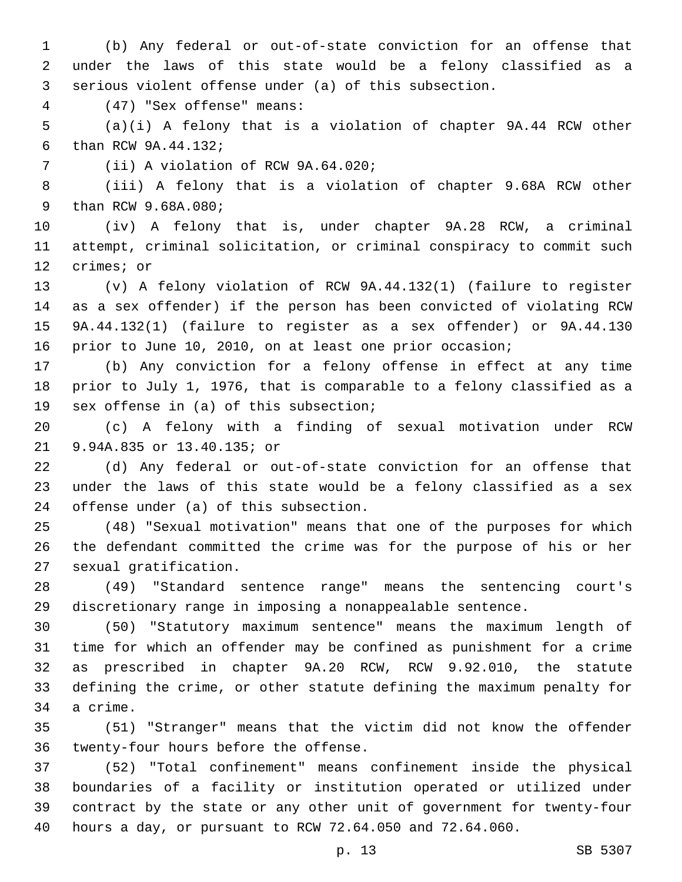(b) Any federal or out-of-state conviction for an offense that under the laws of this state would be a felony classified as a serious violent offense under (a) of this subsection.

(47) "Sex offense" means:

(a)(i) A felony that is a violation of chapter 9A.44 RCW other than RCW 9A.44.132;

(ii) A violation of RCW 9A.64.020;

(iii) A felony that is a violation of chapter 9.68A RCW other than RCW 9.68A.080;

(iv) A felony that is, under chapter 9A.28 RCW, a criminal attempt, criminal solicitation, or criminal conspiracy to commit such crimes; or

(v) A felony violation of RCW 9A.44.132(1) (failure to register as a sex offender) if the person has been convicted of violating RCW 9A.44.132(1) (failure to register as a sex offender) or 9A.44.130 prior to June 10, 2010, on at least one prior occasion;

(b) Any conviction for a felony offense in effect at any time prior to July 1, 1976, that is comparable to a felony classified as a sex offense in (a) of this subsection;

(c) A felony with a finding of sexual motivation under RCW 9.94A.835 or 13.40.135; or

(d) Any federal or out-of-state conviction for an offense that under the laws of this state would be a felony classified as a sex offense under (a) of this subsection.

(48) "Sexual motivation" means that one of the purposes for which the defendant committed the crime was for the purpose of his or her sexual gratification.

(49) "Standard sentence range" means the sentencing court's discretionary range in imposing a nonappealable sentence.

(50) "Statutory maximum sentence" means the maximum length of time for which an offender may be confined as punishment for a crime as prescribed in chapter 9A.20 RCW, RCW 9.92.010, the statute defining the crime, or other statute defining the maximum penalty for a crime.

(51) "Stranger" means that the victim did not know the offender twenty-four hours before the offense.

(52) "Total confinement" means confinement inside the physical boundaries of a facility or institution operated or utilized under contract by the state or any other unit of government for twenty-four hours a day, or pursuant to RCW 72.64.050 and 72.64.060.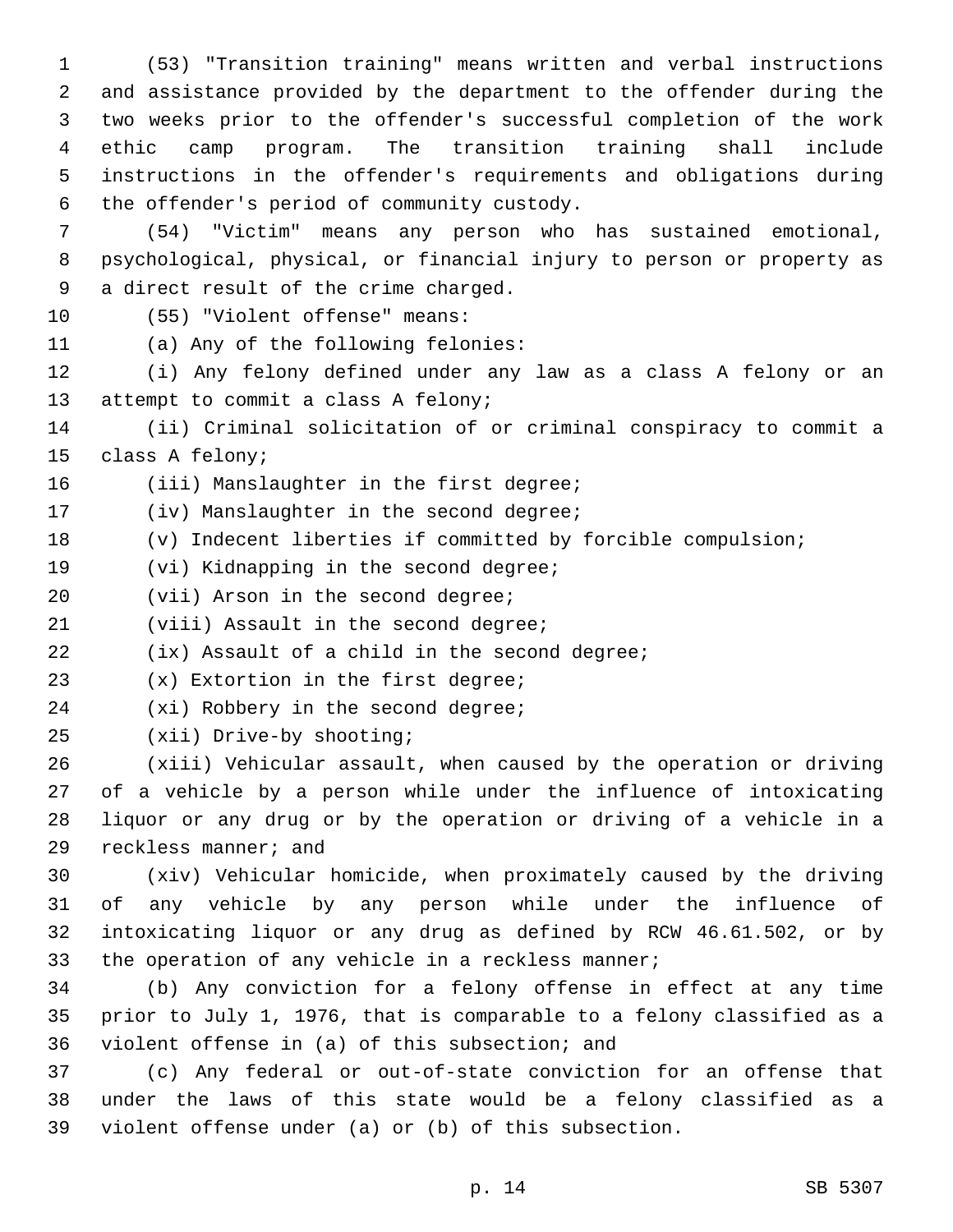(53) "Transition training" means written and verbal instructions and assistance provided by the department to the offender during the two weeks prior to the offender's successful completion of the work ethic camp program. The transition training shall include instructions in the offender's requirements and obligations during the offender's period of community custody.

(54) "Victim" means any person who has sustained emotional, psychological, physical, or financial injury to person or property as a direct result of the crime charged.

(55) "Violent offense" means:

(a) Any of the following felonies:

(i) Any felony defined under any law as a class A felony or an attempt to commit a class A felony;

(ii) Criminal solicitation of or criminal conspiracy to commit a class A felony;

(iii) Manslaughter in the first degree;

(iv) Manslaughter in the second degree;

(v) Indecent liberties if committed by forcible compulsion;

(vi) Kidnapping in the second degree;

(vii) Arson in the second degree;

(viii) Assault in the second degree;

(ix) Assault of a child in the second degree;

(x) Extortion in the first degree;

(xi) Robbery in the second degree;

(xii) Drive-by shooting;

(xiii) Vehicular assault, when caused by the operation or driving of a vehicle by a person while under the influence of intoxicating liquor or any drug or by the operation or driving of a vehicle in a reckless manner; and

(xiv) Vehicular homicide, when proximately caused by the driving of any vehicle by any person while under the influence of intoxicating liquor or any drug as defined by RCW 46.61.502, or by the operation of any vehicle in a reckless manner;

(b) Any conviction for a felony offense in effect at any time prior to July 1, 1976, that is comparable to a felony classified as a violent offense in (a) of this subsection; and

(c) Any federal or out-of-state conviction for an offense that under the laws of this state would be a felony classified as a violent offense under (a) or (b) of this subsection.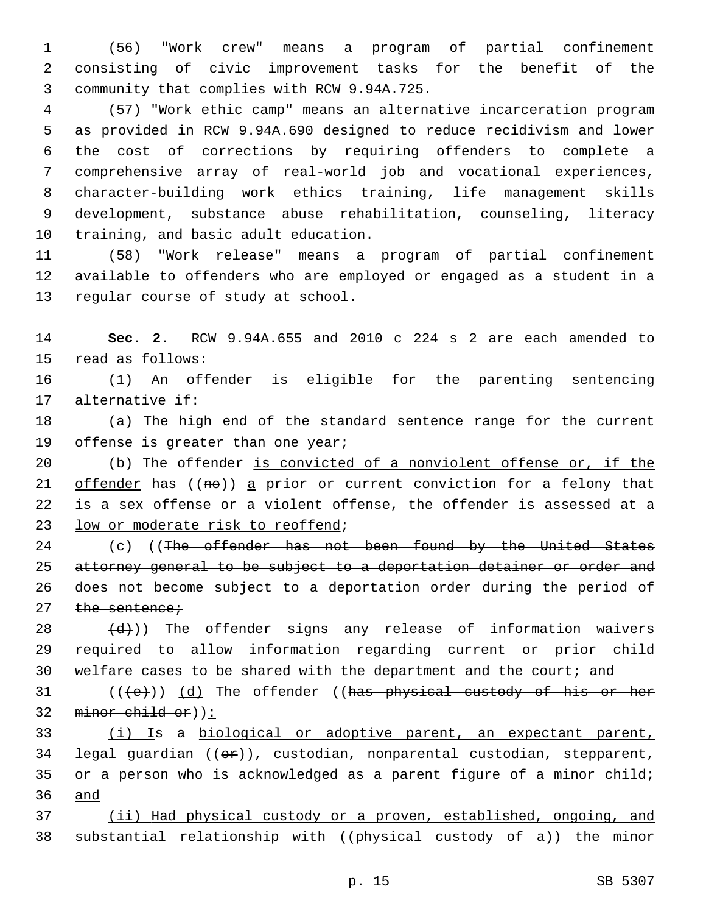(56) "Work crew" means a program of partial confinement consisting of civic improvement tasks for the benefit of the community that complies with RCW 9.94A.725.

(57) "Work ethic camp" means an alternative incarceration program as provided in RCW 9.94A.690 designed to reduce recidivism and lower the cost of corrections by requiring offenders to complete a comprehensive array of real-world job and vocational experiences, character-building work ethics training, life management skills development, substance abuse rehabilitation, counseling, literacy training, and basic adult education.

(58) "Work release" means a program of partial confinement available to offenders who are employed or engaged as a student in a regular course of study at school.

**Sec. 2.** RCW 9.94A.655 and 2010 c 224 s 2 are each amended to read as follows:

(1) An offender is eligible for the parenting sentencing alternative if:

(a) The high end of the standard sentence range for the current offense is greater than one year;

(b) The offender <u>is convicted of a nonviolent offense or, if the offender</u> has ((~~no~~)) <u>a</u> prior or current conviction for a felony that is a sex offense or a violent offense<u>, the offender is assessed at a low or moderate risk to reoffend</u>;

(c) ((~~The offender has not been found by the United States attorney general to be subject to a deportation detainer or order and does not become subject to a deportation order during the period of the sentence;~~

~~(d)~~)) The offender signs any release of information waivers required to allow information regarding current or prior child welfare cases to be shared with the department and the court; and

((~~(e)~~)) <u>(d)</u> The offender ((~~has physical custody of his or her minor child or~~))<u>:</u>

<u>(i) I</u>s a <u>biological or adoptive parent, an expectant parent,</u> legal guardian ((~~or~~))<u>,</u> custodian<u>, nonparental custodian, stepparent, or a person who is acknowledged as a parent figure of a minor child; and</u>

<u>(ii) Had physical custody or a proven, established, ongoing, and substantial relationship</u> with ((~~physical custody of a~~)) <u>the minor</u>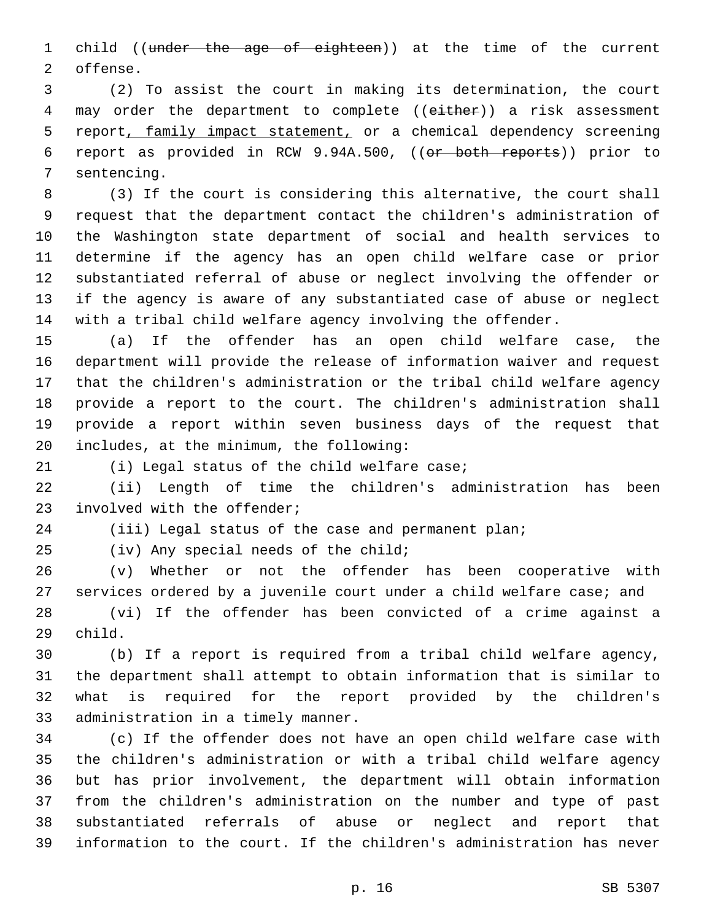child ((~~under the age of eighteen~~)) at the time of the current offense.

(2) To assist the court in making its determination, the court may order the department to complete ((~~either~~)) a risk assessment report, family impact statement, or a chemical dependency screening report as provided in RCW 9.94A.500, ((~~or both reports~~)) prior to sentencing.

(3) If the court is considering this alternative, the court shall request that the department contact the children's administration of the Washington state department of social and health services to determine if the agency has an open child welfare case or prior substantiated referral of abuse or neglect involving the offender or if the agency is aware of any substantiated case of abuse or neglect with a tribal child welfare agency involving the offender.

(a) If the offender has an open child welfare case, the department will provide the release of information waiver and request that the children's administration or the tribal child welfare agency provide a report to the court. The children's administration shall provide a report within seven business days of the request that includes, at the minimum, the following:

(i) Legal status of the child welfare case;

(ii) Length of time the children's administration has been involved with the offender;

(iii) Legal status of the case and permanent plan;

(iv) Any special needs of the child;

(v) Whether or not the offender has been cooperative with services ordered by a juvenile court under a child welfare case; and

(vi) If the offender has been convicted of a crime against a child.

(b) If a report is required from a tribal child welfare agency, the department shall attempt to obtain information that is similar to what is required for the report provided by the children's administration in a timely manner.

(c) If the offender does not have an open child welfare case with the children's administration or with a tribal child welfare agency but has prior involvement, the department will obtain information from the children's administration on the number and type of past substantiated referrals of abuse or neglect and report that information to the court. If the children's administration has never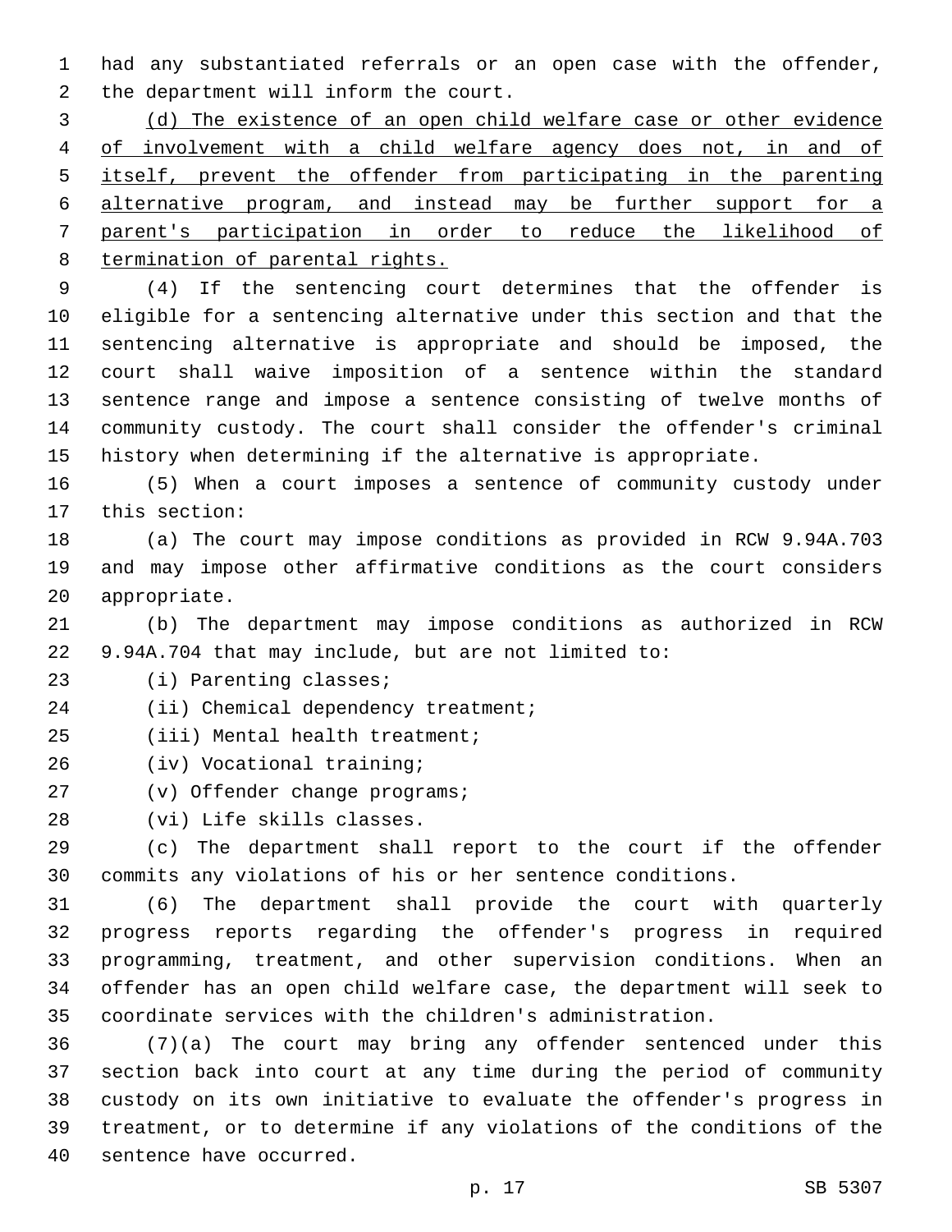had any substantiated referrals or an open case with the offender, the department will inform the court.

<u>(d) The existence of an open child welfare case or other evidence of involvement with a child welfare agency does not, in and of itself, prevent the offender from participating in the parenting alternative program, and instead may be further support for a parent's participation in order to reduce the likelihood of termination of parental rights.</u>

(4) If the sentencing court determines that the offender is eligible for a sentencing alternative under this section and that the sentencing alternative is appropriate and should be imposed, the court shall waive imposition of a sentence within the standard sentence range and impose a sentence consisting of twelve months of community custody. The court shall consider the offender's criminal history when determining if the alternative is appropriate.

(5) When a court imposes a sentence of community custody under this section:

(a) The court may impose conditions as provided in RCW 9.94A.703 and may impose other affirmative conditions as the court considers appropriate.

(b) The department may impose conditions as authorized in RCW 9.94A.704 that may include, but are not limited to:

(i) Parenting classes;

(ii) Chemical dependency treatment;

(iii) Mental health treatment;

(iv) Vocational training;

(v) Offender change programs;

(vi) Life skills classes.

(c) The department shall report to the court if the offender commits any violations of his or her sentence conditions.

(6) The department shall provide the court with quarterly progress reports regarding the offender's progress in required programming, treatment, and other supervision conditions. When an offender has an open child welfare case, the department will seek to coordinate services with the children's administration.

(7)(a) The court may bring any offender sentenced under this section back into court at any time during the period of community custody on its own initiative to evaluate the offender's progress in treatment, or to determine if any violations of the conditions of the sentence have occurred.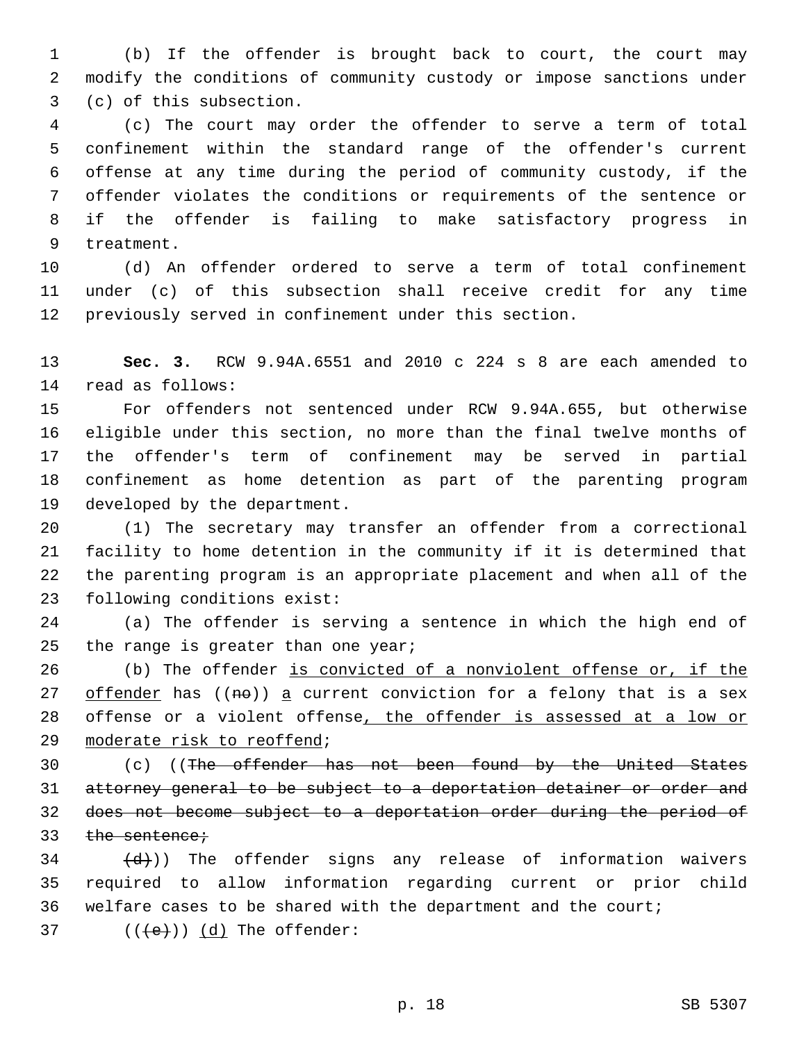(b) If the offender is brought back to court, the court may modify the conditions of community custody or impose sanctions under (c) of this subsection.

(c) The court may order the offender to serve a term of total confinement within the standard range of the offender's current offense at any time during the period of community custody, if the offender violates the conditions or requirements of the sentence or if the offender is failing to make satisfactory progress in treatment.

(d) An offender ordered to serve a term of total confinement under (c) of this subsection shall receive credit for any time previously served in confinement under this section.

**Sec. 3.** RCW 9.94A.6551 and 2010 c 224 s 8 are each amended to read as follows:

For offenders not sentenced under RCW 9.94A.655, but otherwise eligible under this section, no more than the final twelve months of the offender's term of confinement may be served in partial confinement as home detention as part of the parenting program developed by the department.

(1) The secretary may transfer an offender from a correctional facility to home detention in the community if it is determined that the parenting program is an appropriate placement and when all of the following conditions exist:

(a) The offender is serving a sentence in which the high end of the range is greater than one year;

(b) The offender <u>is convicted of a nonviolent offense or, if the offender</u> has ((~~no~~)) <u>a</u> current conviction for a felony that is a sex offense or a violent offense<u>, the offender is assessed at a low or moderate risk to reoffend</u>;

(c) ((~~The offender has not been found by the United States attorney general to be subject to a deportation detainer or order and does not become subject to a deportation order during the period of the sentence;~~

~~(d)~~)) The offender signs any release of information waivers required to allow information regarding current or prior child welfare cases to be shared with the department and the court;

((~~(e)~~)) <u>(d)</u> The offender: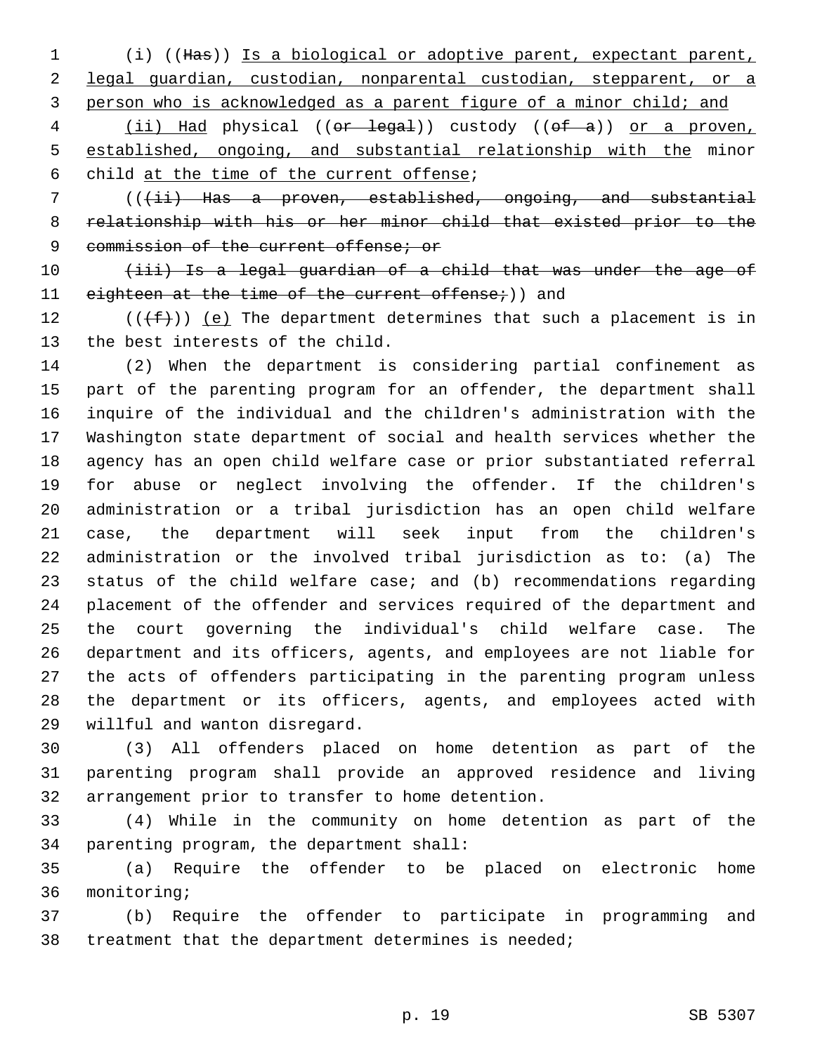(i) ((~~Has~~)) <u>Is a biological or adoptive parent, expectant parent, legal guardian, custodian, nonparental custodian, stepparent, or a person who is acknowledged as a parent figure of a minor child; and</u>

<u>(ii) Had</u> physical ((~~or legal~~)) custody ((~~of a~~)) <u>or a proven, established, ongoing, and substantial relationship with the</u> minor child <u>at the time of the current offense</u>;

((~~(ii) Has a proven, established, ongoing, and substantial relationship with his or her minor child that existed prior to the commission of the current offense; or~~

~~(iii) Is a legal guardian of a child that was under the age of eighteen at the time of the current offense;~~)) and

((~~(f)~~)) <u>(e)</u> The department determines that such a placement is in the best interests of the child.

(2) When the department is considering partial confinement as part of the parenting program for an offender, the department shall inquire of the individual and the children's administration with the Washington state department of social and health services whether the agency has an open child welfare case or prior substantiated referral for abuse or neglect involving the offender. If the children's administration or a tribal jurisdiction has an open child welfare case, the department will seek input from the children's administration or the involved tribal jurisdiction as to: (a) The status of the child welfare case; and (b) recommendations regarding placement of the offender and services required of the department and the court governing the individual's child welfare case. The department and its officers, agents, and employees are not liable for the acts of offenders participating in the parenting program unless the department or its officers, agents, and employees acted with willful and wanton disregard.

(3) All offenders placed on home detention as part of the parenting program shall provide an approved residence and living arrangement prior to transfer to home detention.

(4) While in the community on home detention as part of the parenting program, the department shall:

(a) Require the offender to be placed on electronic home monitoring;

(b) Require the offender to participate in programming and treatment that the department determines is needed;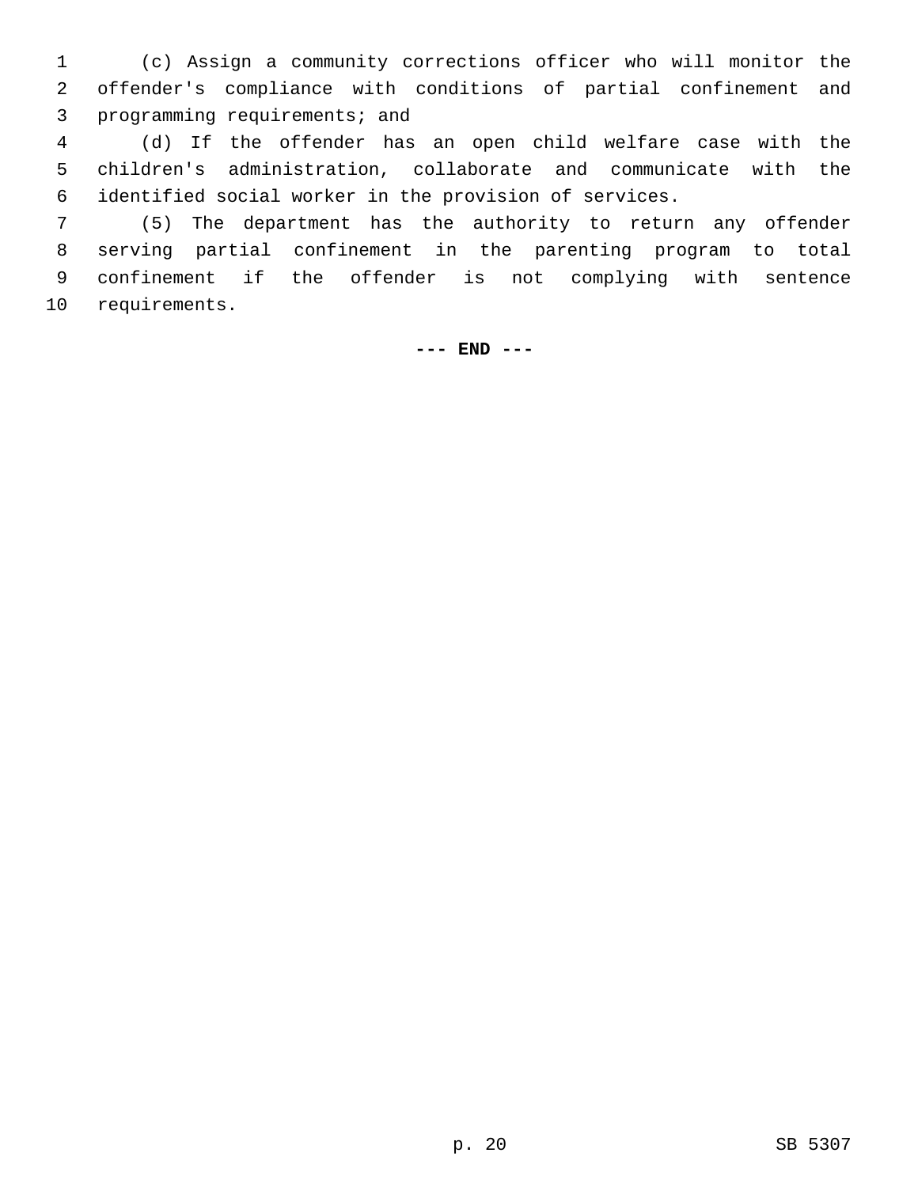(c) Assign a community corrections officer who will monitor the offender's compliance with conditions of partial confinement and programming requirements; and

(d) If the offender has an open child welfare case with the children's administration, collaborate and communicate with the identified social worker in the provision of services.

(5) The department has the authority to return any offender serving partial confinement in the parenting program to total confinement if the offender is not complying with sentence requirements.

**--- END ---**